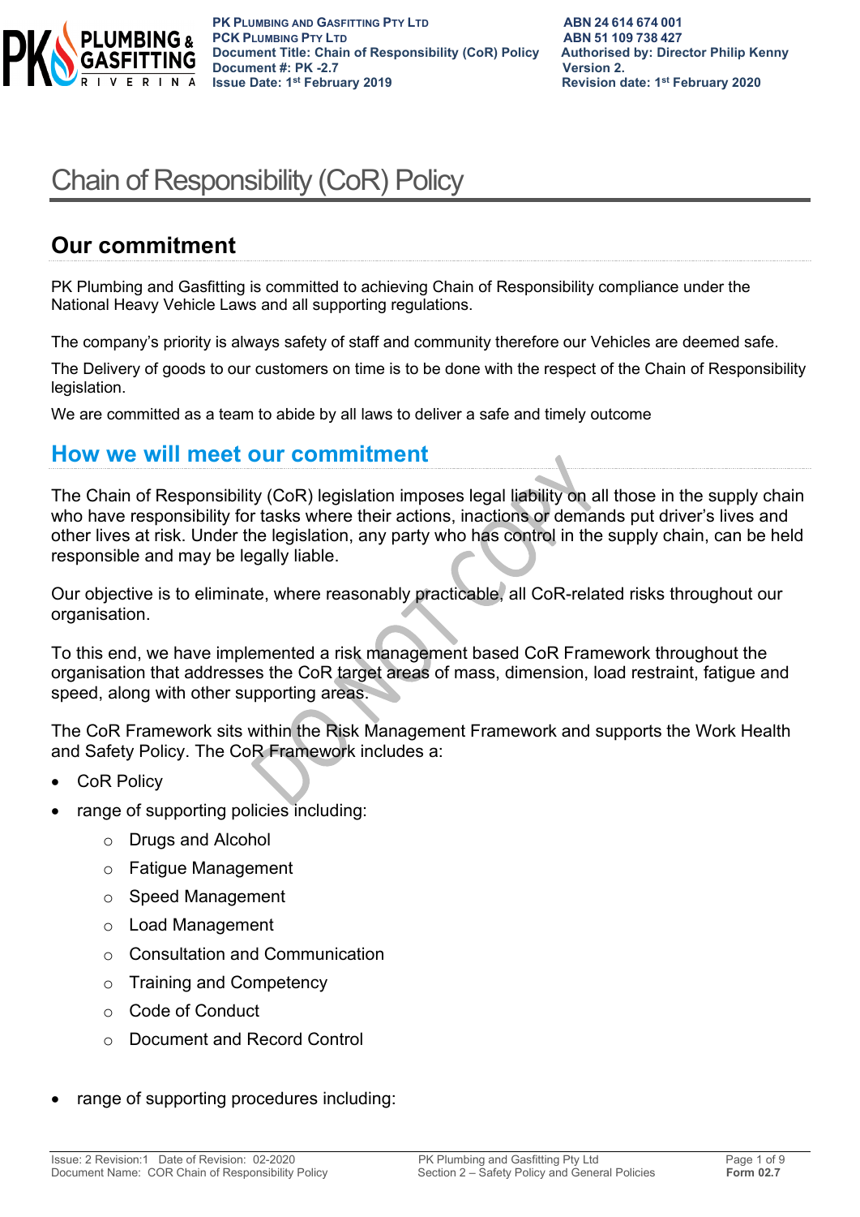# Chain of Responsibility (CoR) Policy

## Our commitment

PK Plumbing and Gasfitting is committed to achieving Chain of Responsibility compliance under the National Heavy Vehicle Laws and all supporting regulations.

The company's priority is always safety of staff and community therefore our Vehicles are deemed safe.

The Delivery of goods to our customers on time is to be done with the respect of the Chain of Responsibility legislation.

We are committed as a team to abide by all laws to deliver a safe and timely outcome

## How we will meet our commitment

The Chain of Responsibility (CoR) legislation imposes legal liability on all those in the supply chain who have responsibility for tasks where their actions, inactions or demands put driver's lives and other lives at risk. Under the legislation, any party who has control in the supply chain, can be held responsible and may be legally liable.

Our objective is to eliminate, where reasonably practicable, all CoR-related risks throughout our organisation.

To this end, we have implemented a risk management based CoR Framework throughout the organisation that addresses the CoR target areas of mass, dimension, load restraint, fatigue and speed, along with other supporting areas.

The CoR Framework sits within the Risk Management Framework and supports the Work Health and Safety Policy. The CoR Framework includes a:

- CoR Policy
- range of supporting policies including:
  - Drugs and Alcohol
  - Fatigue Management
  - Speed Management
  - Load Management
  - Consultation and Communication
  - Training and Competency
  - Code of Conduct
  - Document and Record Control
- range of supporting procedures including: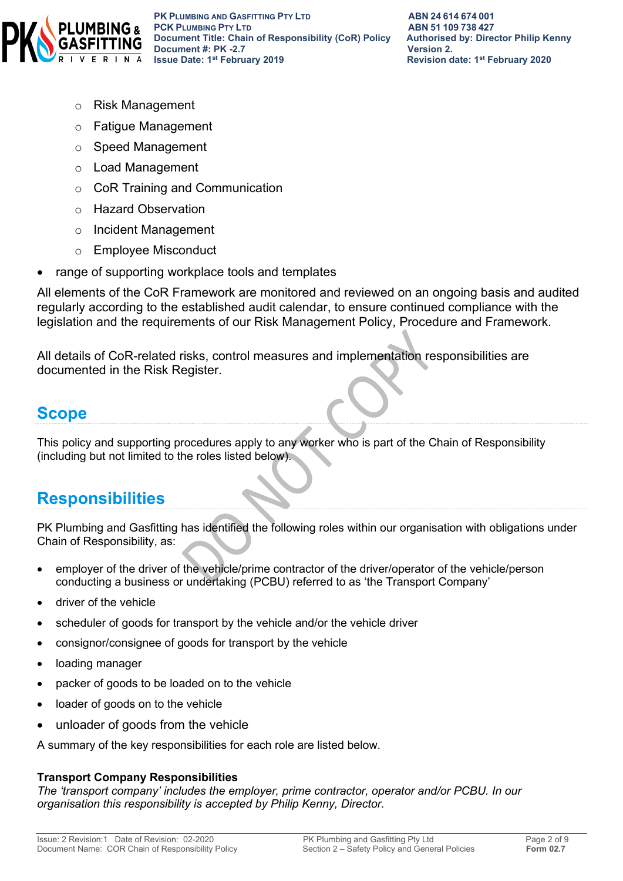- Risk Management
    - Fatigue Management
    - Speed Management
    - Load Management
    - CoR Training and Communication
    - Hazard Observation
    - Incident Management
    - Employee Misconduct
- range of supporting workplace tools and templates

All elements of the CoR Framework are monitored and reviewed on an ongoing basis and audited regularly according to the established audit calendar, to ensure continued compliance with the legislation and the requirements of our Risk Management Policy, Procedure and Framework.

All details of CoR-related risks, control measures and implementation responsibilities are documented in the Risk Register.

## Scope

This policy and supporting procedures apply to any worker who is part of the Chain of Responsibility (including but not limited to the roles listed below).

## Responsibilities

PK Plumbing and Gasfitting has identified the following roles within our organisation with obligations under Chain of Responsibility, as:

- employer of the driver of the vehicle/prime contractor of the driver/operator of the vehicle/person conducting a business or undertaking (PCBU) referred to as 'the Transport Company'
- driver of the vehicle
- scheduler of goods for transport by the vehicle and/or the vehicle driver
- consignor/consignee of goods for transport by the vehicle
- loading manager
- packer of goods to be loaded on to the vehicle
- loader of goods on to the vehicle
- unloader of goods from the vehicle

A summary of the key responsibilities for each role are listed below.

**Transport Company Responsibilities**

*The 'transport company' includes the employer, prime contractor, operator and/or PCBU. In our organisation this responsibility is accepted by Philip Kenny, Director.*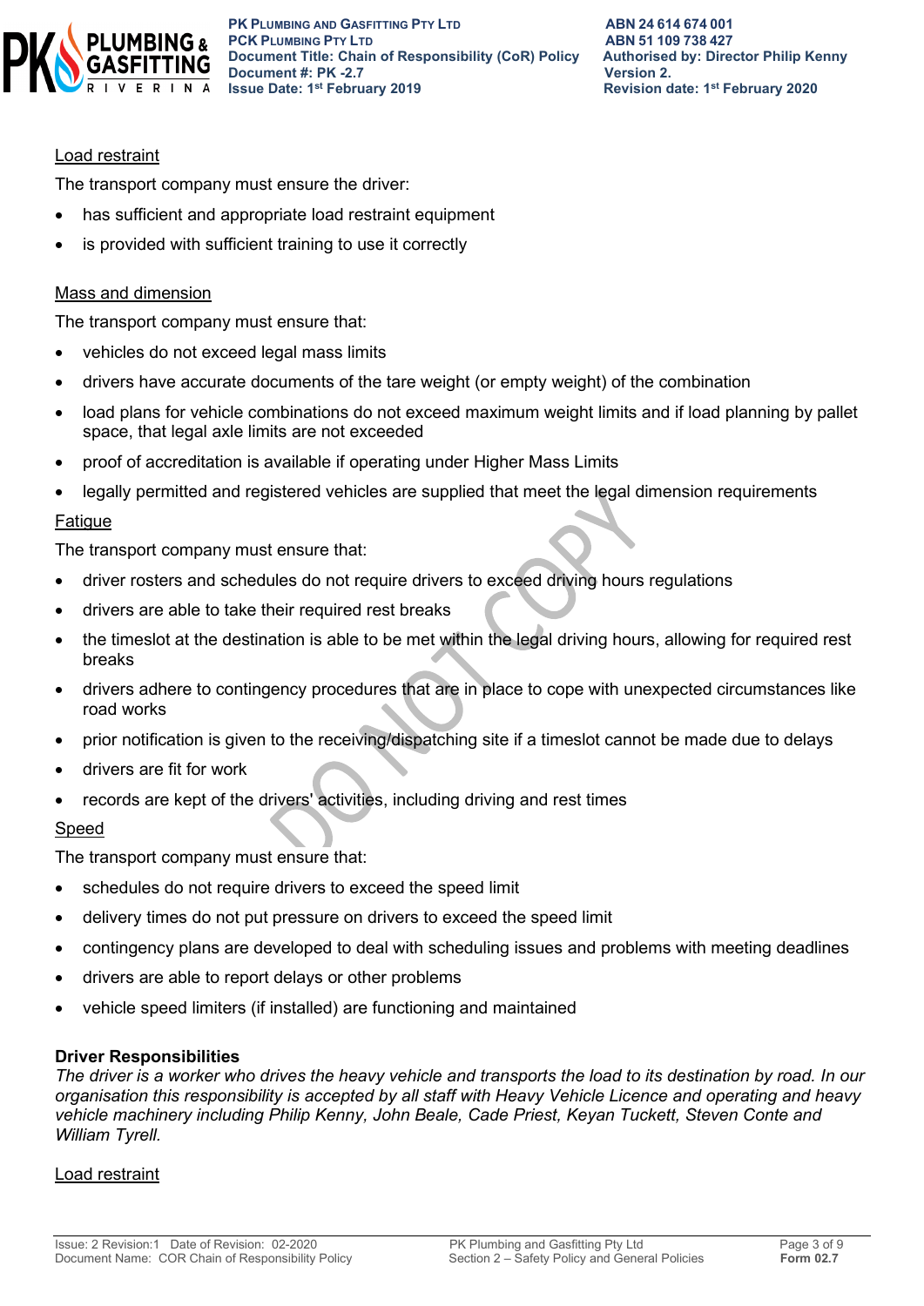<u>Load restraint</u>

The transport company must ensure the driver:

- has sufficient and appropriate load restraint equipment
- is provided with sufficient training to use it correctly

<u>Mass and dimension</u>

The transport company must ensure that:

- vehicles do not exceed legal mass limits
- drivers have accurate documents of the tare weight (or empty weight) of the combination
- load plans for vehicle combinations do not exceed maximum weight limits and if load planning by pallet space, that legal axle limits are not exceeded
- proof of accreditation is available if operating under Higher Mass Limits
- legally permitted and registered vehicles are supplied that meet the legal dimension requirements

<u>Fatigue</u>

The transport company must ensure that:

- driver rosters and schedules do not require drivers to exceed driving hours regulations
- drivers are able to take their required rest breaks
- the timeslot at the destination is able to be met within the legal driving hours, allowing for required rest breaks
- drivers adhere to contingency procedures that are in place to cope with unexpected circumstances like road works
- prior notification is given to the receiving/dispatching site if a timeslot cannot be made due to delays
- drivers are fit for work
- records are kept of the drivers' activities, including driving and rest times

<u>Speed</u>

The transport company must ensure that:

- schedules do not require drivers to exceed the speed limit
- delivery times do not put pressure on drivers to exceed the speed limit
- contingency plans are developed to deal with scheduling issues and problems with meeting deadlines
- drivers are able to report delays or other problems
- vehicle speed limiters (if installed) are functioning and maintained

**Driver Responsibilities**

*The driver is a worker who drives the heavy vehicle and transports the load to its destination by road. In our organisation this responsibility is accepted by all staff with Heavy Vehicle Licence and operating and heavy vehicle machinery including Philip Kenny, John Beale, Cade Priest, Keyan Tuckett, Steven Conte and William Tyrell.*

<u>Load restraint</u>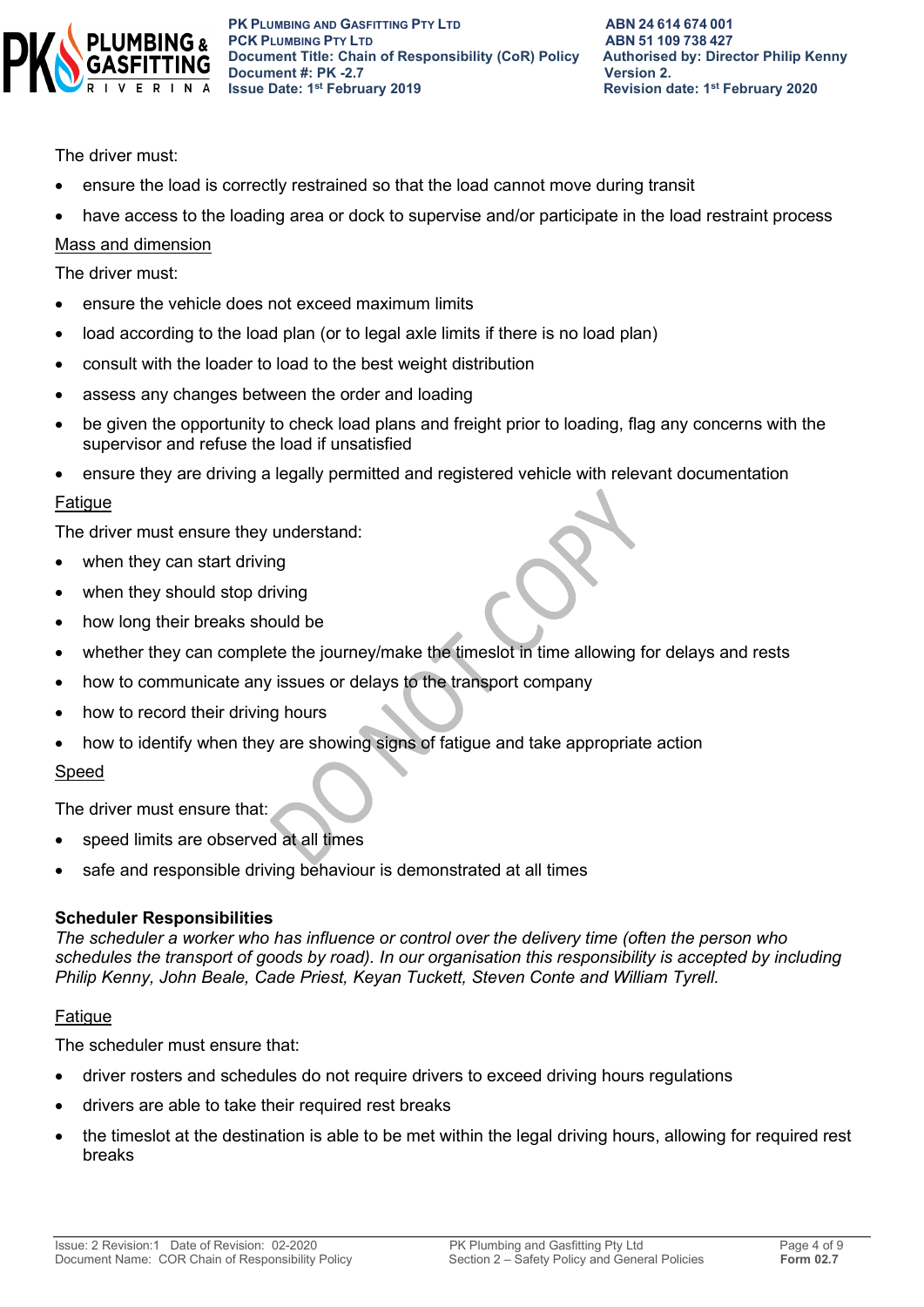The driver must:

- ensure the load is correctly restrained so that the load cannot move during transit
- have access to the loading area or dock to supervise and/or participate in the load restraint process

Mass and dimension

The driver must:

- ensure the vehicle does not exceed maximum limits
- load according to the load plan (or to legal axle limits if there is no load plan)
- consult with the loader to load to the best weight distribution
- assess any changes between the order and loading
- be given the opportunity to check load plans and freight prior to loading, flag any concerns with the supervisor and refuse the load if unsatisfied
- ensure they are driving a legally permitted and registered vehicle with relevant documentation

Fatigue

The driver must ensure they understand:

- when they can start driving
- when they should stop driving
- how long their breaks should be
- whether they can complete the journey/make the timeslot in time allowing for delays and rests
- how to communicate any issues or delays to the transport company
- how to record their driving hours
- how to identify when they are showing signs of fatigue and take appropriate action

Speed

The driver must ensure that:

- speed limits are observed at all times
- safe and responsible driving behaviour is demonstrated at all times

**Scheduler Responsibilities**

*The scheduler a worker who has influence or control over the delivery time (often the person who schedules the transport of goods by road). In our organisation this responsibility is accepted by including Philip Kenny, John Beale, Cade Priest, Keyan Tuckett, Steven Conte and William Tyrell.*

Fatigue

The scheduler must ensure that:

- driver rosters and schedules do not require drivers to exceed driving hours regulations
- drivers are able to take their required rest breaks
- the timeslot at the destination is able to be met within the legal driving hours, allowing for required rest breaks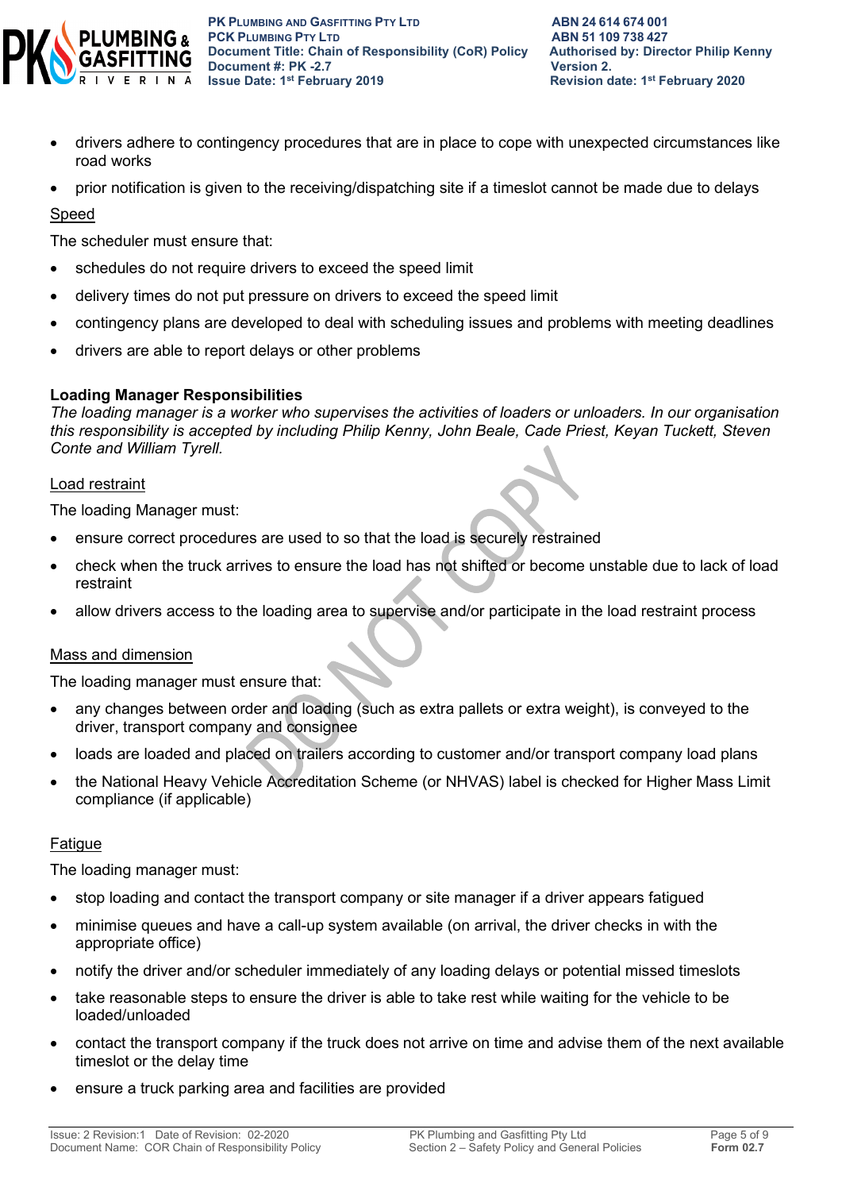- drivers adhere to contingency procedures that are in place to cope with unexpected circumstances like road works
- prior notification is given to the receiving/dispatching site if a timeslot cannot be made due to delays

<u>Speed</u>

The scheduler must ensure that:

- schedules do not require drivers to exceed the speed limit
- delivery times do not put pressure on drivers to exceed the speed limit
- contingency plans are developed to deal with scheduling issues and problems with meeting deadlines
- drivers are able to report delays or other problems

**Loading Manager Responsibilities**

*The loading manager is a worker who supervises the activities of loaders or unloaders. In our organisation this responsibility is accepted by including Philip Kenny, John Beale, Cade Priest, Keyan Tuckett, Steven Conte and William Tyrell.*

<u>Load restraint</u>

The loading Manager must:

- ensure correct procedures are used to so that the load is securely restrained
- check when the truck arrives to ensure the load has not shifted or become unstable due to lack of load restraint
- allow drivers access to the loading area to supervise and/or participate in the load restraint process

<u>Mass and dimension</u>

The loading manager must ensure that:

- any changes between order and loading (such as extra pallets or extra weight), is conveyed to the driver, transport company and consignee
- loads are loaded and placed on trailers according to customer and/or transport company load plans
- the National Heavy Vehicle Accreditation Scheme (or NHVAS) label is checked for Higher Mass Limit compliance (if applicable)

<u>Fatigue</u>

The loading manager must:

- stop loading and contact the transport company or site manager if a driver appears fatigued
- minimise queues and have a call-up system available (on arrival, the driver checks in with the appropriate office)
- notify the driver and/or scheduler immediately of any loading delays or potential missed timeslots
- take reasonable steps to ensure the driver is able to take rest while waiting for the vehicle to be loaded/unloaded
- contact the transport company if the truck does not arrive on time and advise them of the next available timeslot or the delay time
- ensure a truck parking area and facilities are provided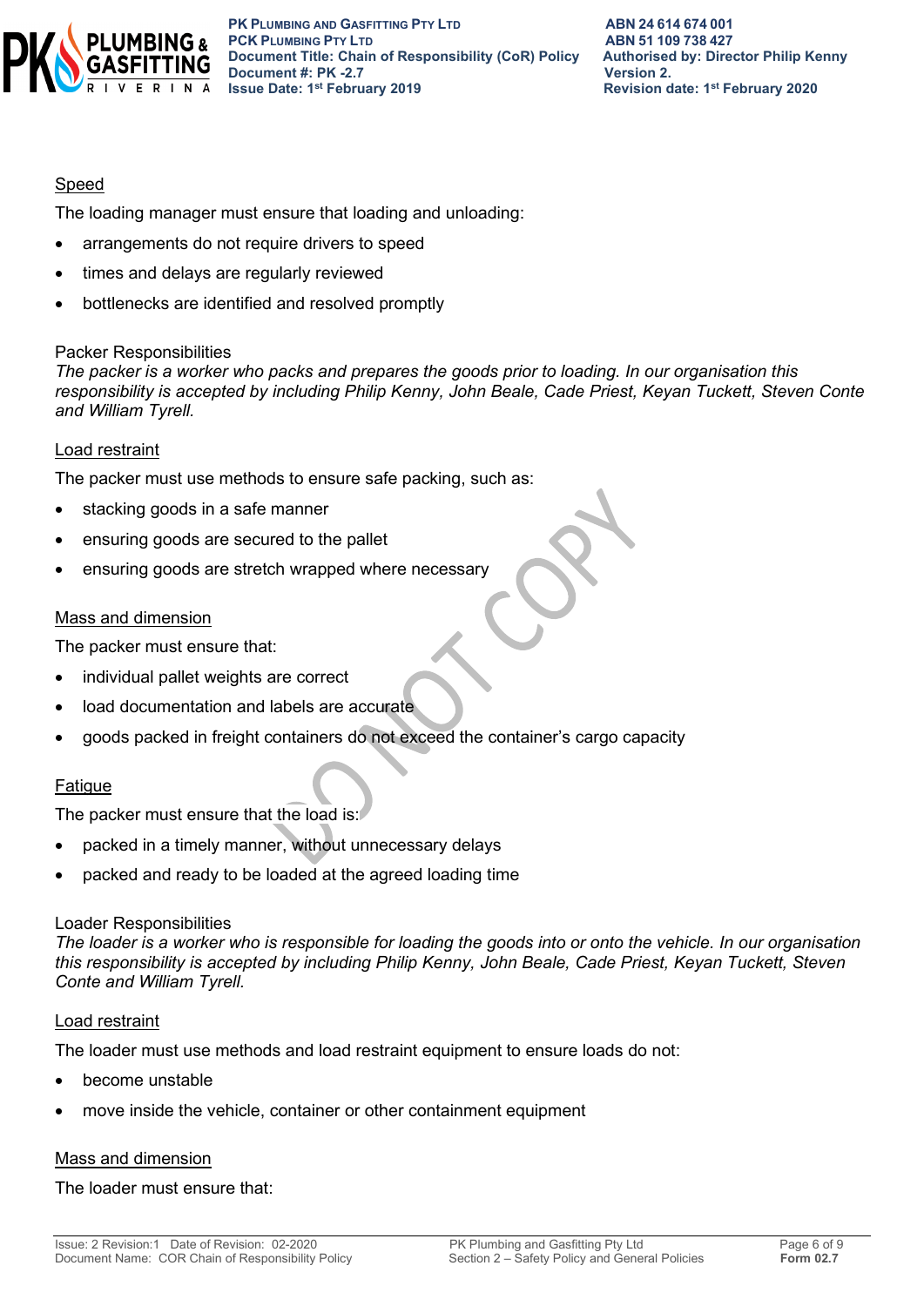<u>Speed</u>

The loading manager must ensure that loading and unloading:

- arrangements do not require drivers to speed
- times and delays are regularly reviewed
- bottlenecks are identified and resolved promptly

Packer Responsibilities

*The packer is a worker who packs and prepares the goods prior to loading. In our organisation this responsibility is accepted by including Philip Kenny, John Beale, Cade Priest, Keyan Tuckett, Steven Conte and William Tyrell.*

<u>Load restraint</u>

The packer must use methods to ensure safe packing, such as:

- stacking goods in a safe manner
- ensuring goods are secured to the pallet
- ensuring goods are stretch wrapped where necessary

<u>Mass and dimension</u>

The packer must ensure that:

- individual pallet weights are correct
- load documentation and labels are accurate
- goods packed in freight containers do not exceed the container's cargo capacity

<u>Fatigue</u>

The packer must ensure that the load is:

- packed in a timely manner, without unnecessary delays
- packed and ready to be loaded at the agreed loading time

Loader Responsibilities

*The loader is a worker who is responsible for loading the goods into or onto the vehicle. In our organisation this responsibility is accepted by including Philip Kenny, John Beale, Cade Priest, Keyan Tuckett, Steven Conte and William Tyrell.*

<u>Load restraint</u>

The loader must use methods and load restraint equipment to ensure loads do not:

- become unstable
- move inside the vehicle, container or other containment equipment

<u>Mass and dimension</u>

The loader must ensure that: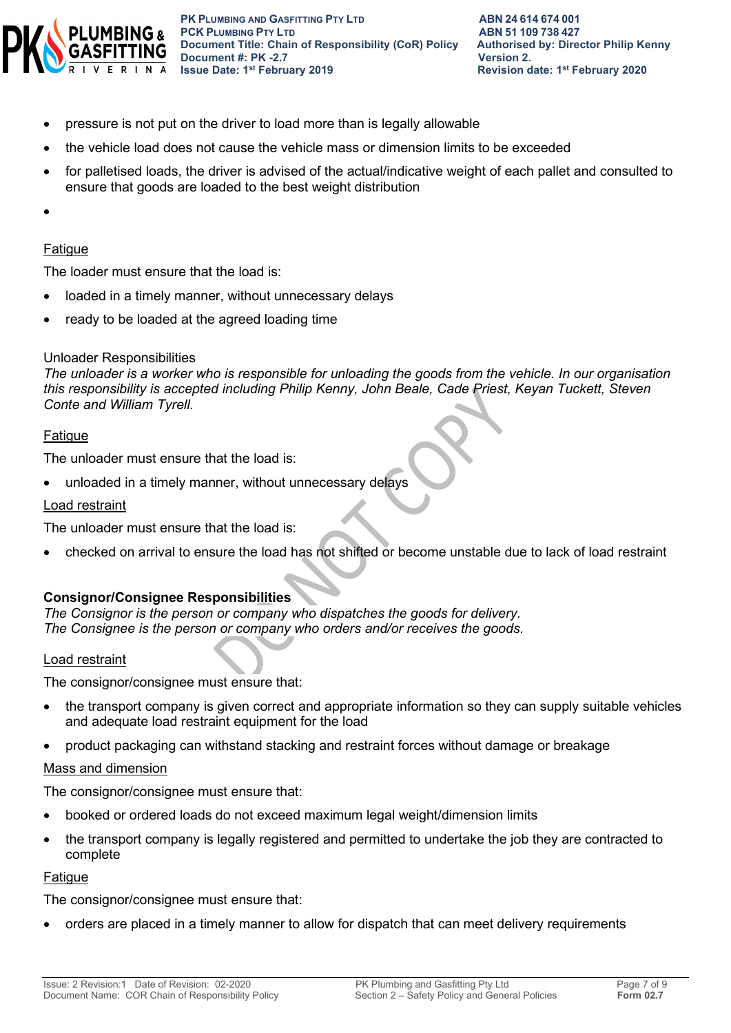- pressure is not put on the driver to load more than is legally allowable
- the vehicle load does not cause the vehicle mass or dimension limits to be exceeded
- for palletised loads, the driver is advised of the actual/indicative weight of each pallet and consulted to ensure that goods are loaded to the best weight distribution
- 

<u>Fatigue</u>

The loader must ensure that the load is:

- loaded in a timely manner, without unnecessary delays
- ready to be loaded at the agreed loading time

Unloader Responsibilities

*The unloader is a worker who is responsible for unloading the goods from the vehicle. In our organisation this responsibility is accepted including Philip Kenny, John Beale, Cade Priest, Keyan Tuckett, Steven Conte and William Tyrell.*

<u>Fatigue</u>

The unloader must ensure that the load is:

- unloaded in a timely manner, without unnecessary delays

<u>Load restraint</u>

The unloader must ensure that the load is:

- checked on arrival to ensure the load has not shifted or become unstable due to lack of load restraint

**Consignor/Consignee Responsibilities**

*The Consignor is the person or company who dispatches the goods for delivery.*
*The Consignee is the person or company who orders and/or receives the goods.*

<u>Load restraint</u>

The consignor/consignee must ensure that:

- the transport company is given correct and appropriate information so they can supply suitable vehicles and adequate load restraint equipment for the load
- product packaging can withstand stacking and restraint forces without damage or breakage

<u>Mass and dimension</u>

The consignor/consignee must ensure that:

- booked or ordered loads do not exceed maximum legal weight/dimension limits
- the transport company is legally registered and permitted to undertake the job they are contracted to complete

<u>Fatigue</u>

The consignor/consignee must ensure that:

- orders are placed in a timely manner to allow for dispatch that can meet delivery requirements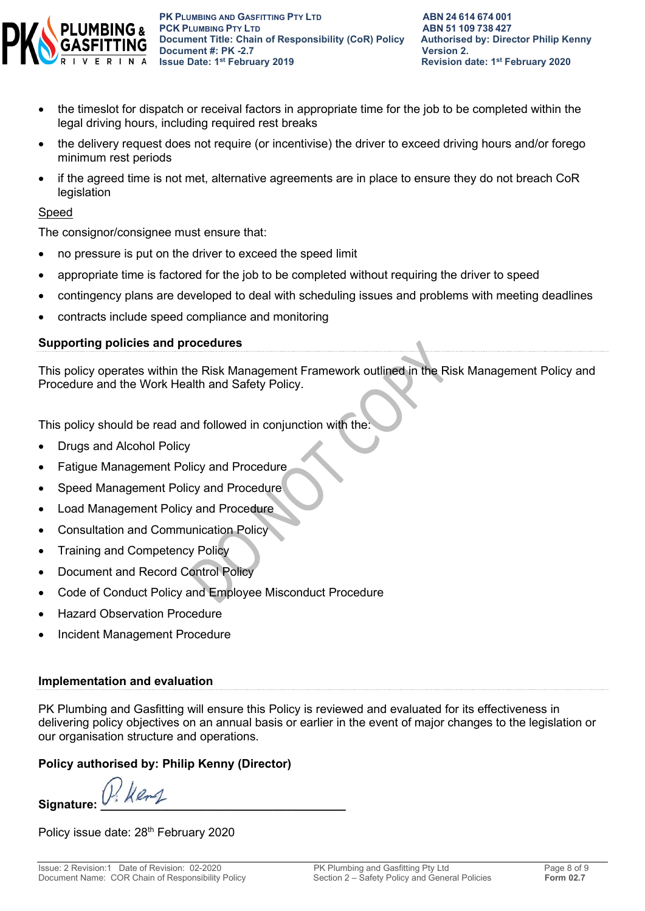- the timeslot for dispatch or receival factors in appropriate time for the job to be completed within the legal driving hours, including required rest breaks
- the delivery request does not require (or incentivise) the driver to exceed driving hours and/or forego minimum rest periods
- if the agreed time is not met, alternative agreements are in place to ensure they do not breach CoR legislation

Speed

The consignor/consignee must ensure that:

- no pressure is put on the driver to exceed the speed limit
- appropriate time is factored for the job to be completed without requiring the driver to speed
- contingency plans are developed to deal with scheduling issues and problems with meeting deadlines
- contracts include speed compliance and monitoring

**Supporting policies and procedures**

This policy operates within the Risk Management Framework outlined in the Risk Management Policy and Procedure and the Work Health and Safety Policy.

This policy should be read and followed in conjunction with the:

- Drugs and Alcohol Policy
- Fatigue Management Policy and Procedure
- Speed Management Policy and Procedure
- Load Management Policy and Procedure
- Consultation and Communication Policy
- Training and Competency Policy
- Document and Record Control Policy
- Code of Conduct Policy and Employee Misconduct Procedure
- Hazard Observation Procedure
- Incident Management Procedure

**Implementation and evaluation**

PK Plumbing and Gasfitting will ensure this Policy is reviewed and evaluated for its effectiveness in delivering policy objectives on an annual basis or earlier in the event of major changes to the legislation or our organisation structure and operations.

**Policy authorised by: Philip Kenny (Director)**

**Signature:** P. Kenny

Policy issue date: 28th February 2020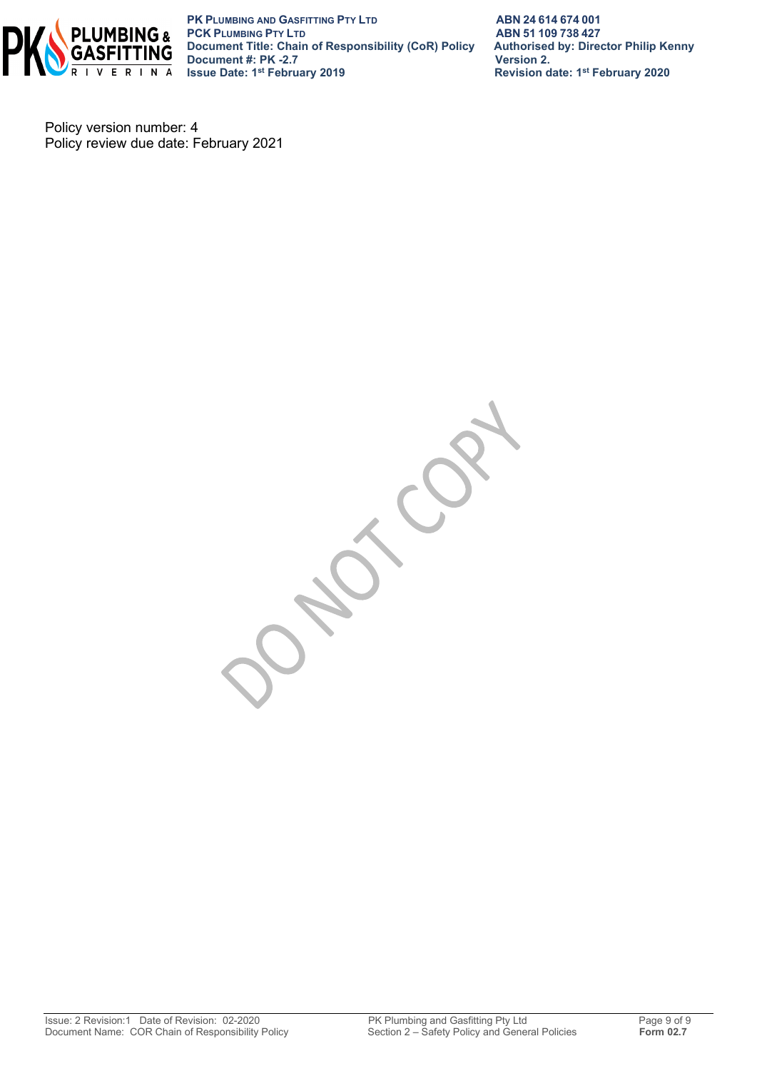Policy version number: 4
Policy review due date: February 2021